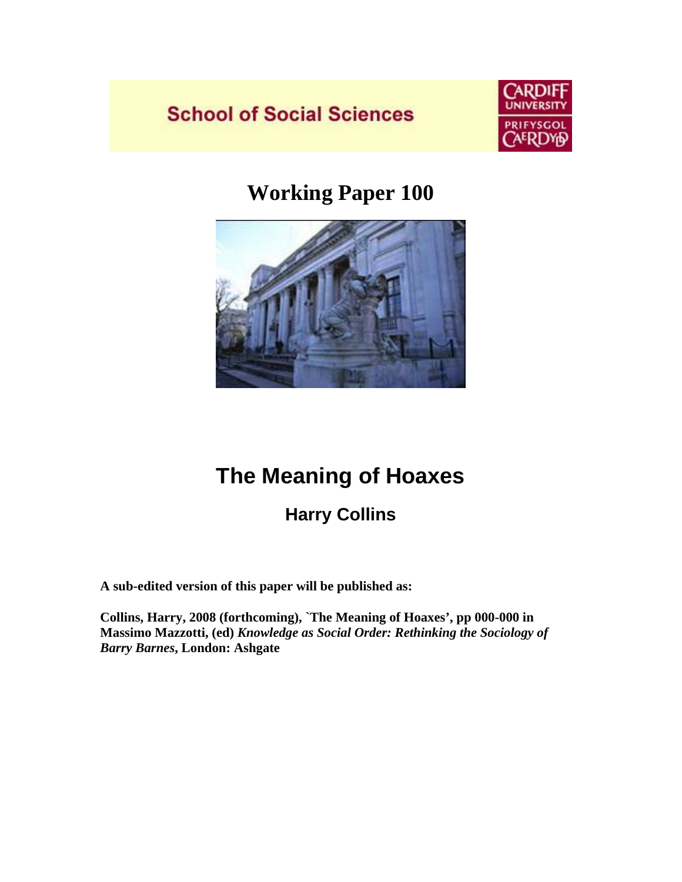School of Social Sciences

CARDIFF UNIVERSITY
PRIFYSGOL CAERDYḌ

# Working Paper 100

# The Meaning of Hoaxes

## Harry Collins

**A sub-edited version of this paper will be published as:**

**Collins, Harry, 2008 (forthcoming), `The Meaning of Hoaxes', pp 000-000 in Massimo Mazzotti, (ed)** ***Knowledge as Social Order: Rethinking the Sociology of Barry Barnes*****, London: Ashgate**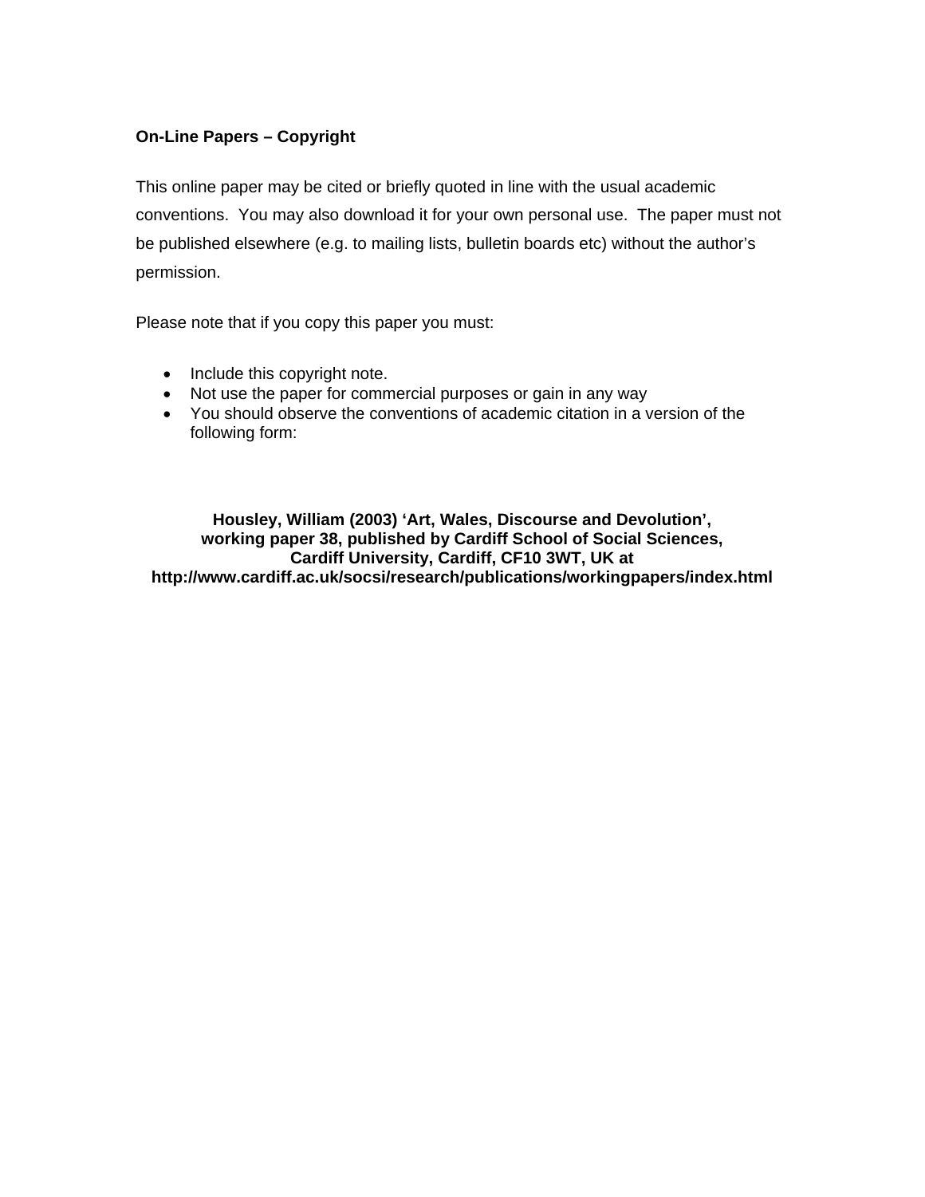**On-Line Papers – Copyright**

This online paper may be cited or briefly quoted in line with the usual academic conventions. You may also download it for your own personal use. The paper must not be published elsewhere (e.g. to mailing lists, bulletin boards etc) without the author's permission.

Please note that if you copy this paper you must:

- Include this copyright note.
- Not use the paper for commercial purposes or gain in any way
- You should observe the conventions of academic citation in a version of the following form:

**Housley, William (2003) 'Art, Wales, Discourse and Devolution', working paper 38, published by Cardiff School of Social Sciences, Cardiff University, Cardiff, CF10 3WT, UK at http://www.cardiff.ac.uk/socsi/research/publications/workingpapers/index.html**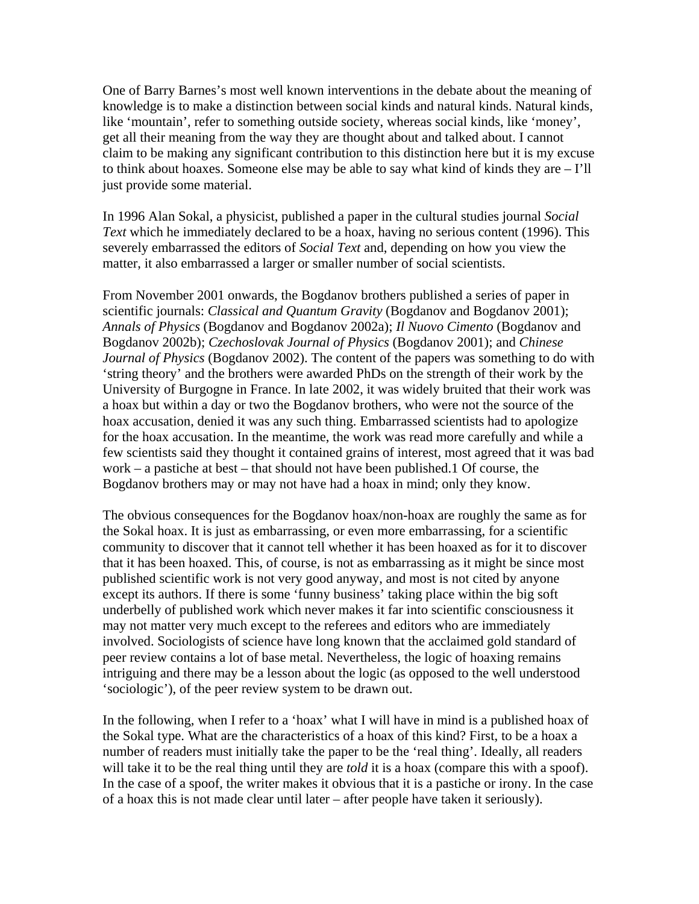One of Barry Barnes's most well known interventions in the debate about the meaning of knowledge is to make a distinction between social kinds and natural kinds. Natural kinds, like 'mountain', refer to something outside society, whereas social kinds, like 'money', get all their meaning from the way they are thought about and talked about. I cannot claim to be making any significant contribution to this distinction here but it is my excuse to think about hoaxes. Someone else may be able to say what kind of kinds they are – I'll just provide some material.

In 1996 Alan Sokal, a physicist, published a paper in the cultural studies journal *Social Text* which he immediately declared to be a hoax, having no serious content (1996). This severely embarrassed the editors of *Social Text* and, depending on how you view the matter, it also embarrassed a larger or smaller number of social scientists.

From November 2001 onwards, the Bogdanov brothers published a series of paper in scientific journals: *Classical and Quantum Gravity* (Bogdanov and Bogdanov 2001); *Annals of Physics* (Bogdanov and Bogdanov 2002a); *Il Nuovo Cimento* (Bogdanov and Bogdanov 2002b); *Czechoslovak Journal of Physics* (Bogdanov 2001); and *Chinese Journal of Physics* (Bogdanov 2002). The content of the papers was something to do with 'string theory' and the brothers were awarded PhDs on the strength of their work by the University of Burgogne in France. In late 2002, it was widely bruited that their work was a hoax but within a day or two the Bogdanov brothers, who were not the source of the hoax accusation, denied it was any such thing. Embarrassed scientists had to apologize for the hoax accusation. In the meantime, the work was read more carefully and while a few scientists said they thought it contained grains of interest, most agreed that it was bad work – a pastiche at best – that should not have been published.[1] Of course, the Bogdanov brothers may or may not have had a hoax in mind; only they know.

The obvious consequences for the Bogdanov hoax/non-hoax are roughly the same as for the Sokal hoax. It is just as embarrassing, or even more embarrassing, for a scientific community to discover that it cannot tell whether it has been hoaxed as for it to discover that it has been hoaxed. This, of course, is not as embarrassing as it might be since most published scientific work is not very good anyway, and most is not cited by anyone except its authors. If there is some 'funny business' taking place within the big soft underbelly of published work which never makes it far into scientific consciousness it may not matter very much except to the referees and editors who are immediately involved. Sociologists of science have long known that the acclaimed gold standard of peer review contains a lot of base metal. Nevertheless, the logic of hoaxing remains intriguing and there may be a lesson about the logic (as opposed to the well understood 'sociologic'), of the peer review system to be drawn out.

In the following, when I refer to a 'hoax' what I will have in mind is a published hoax of the Sokal type. What are the characteristics of a hoax of this kind? First, to be a hoax a number of readers must initially take the paper to be the 'real thing'. Ideally, all readers will take it to be the real thing until they are *told* it is a hoax (compare this with a spoof). In the case of a spoof, the writer makes it obvious that it is a pastiche or irony. In the case of a hoax this is not made clear until later – after people have taken it seriously).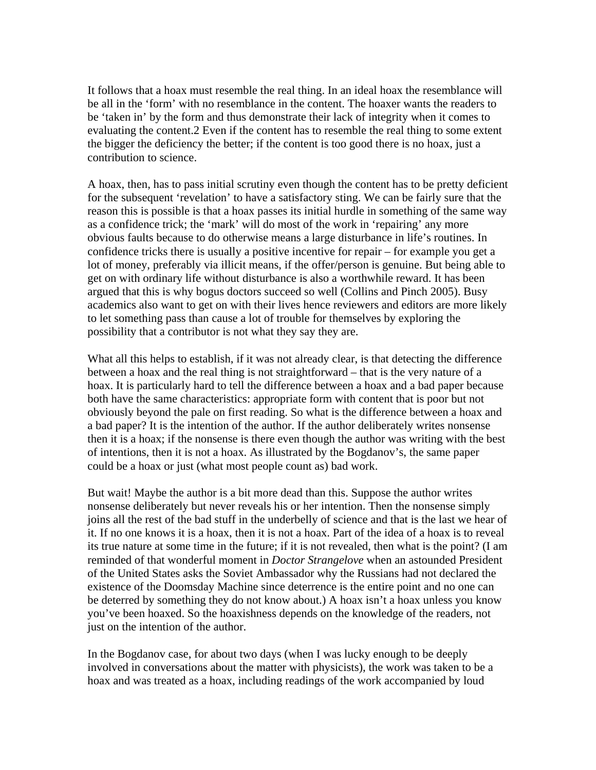It follows that a hoax must resemble the real thing. In an ideal hoax the resemblance will be all in the 'form' with no resemblance in the content. The hoaxer wants the readers to be 'taken in' by the form and thus demonstrate their lack of integrity when it comes to evaluating the content.2 Even if the content has to resemble the real thing to some extent the bigger the deficiency the better; if the content is too good there is no hoax, just a contribution to science.

A hoax, then, has to pass initial scrutiny even though the content has to be pretty deficient for the subsequent 'revelation' to have a satisfactory sting. We can be fairly sure that the reason this is possible is that a hoax passes its initial hurdle in something of the same way as a confidence trick; the 'mark' will do most of the work in 'repairing' any more obvious faults because to do otherwise means a large disturbance in life's routines. In confidence tricks there is usually a positive incentive for repair – for example you get a lot of money, preferably via illicit means, if the offer/person is genuine. But being able to get on with ordinary life without disturbance is also a worthwhile reward. It has been argued that this is why bogus doctors succeed so well (Collins and Pinch 2005). Busy academics also want to get on with their lives hence reviewers and editors are more likely to let something pass than cause a lot of trouble for themselves by exploring the possibility that a contributor is not what they say they are.

What all this helps to establish, if it was not already clear, is that detecting the difference between a hoax and the real thing is not straightforward – that is the very nature of a hoax. It is particularly hard to tell the difference between a hoax and a bad paper because both have the same characteristics: appropriate form with content that is poor but not obviously beyond the pale on first reading. So what is the difference between a hoax and a bad paper? It is the intention of the author. If the author deliberately writes nonsense then it is a hoax; if the nonsense is there even though the author was writing with the best of intentions, then it is not a hoax. As illustrated by the Bogdanov's, the same paper could be a hoax or just (what most people count as) bad work.

But wait! Maybe the author is a bit more dead than this. Suppose the author writes nonsense deliberately but never reveals his or her intention. Then the nonsense simply joins all the rest of the bad stuff in the underbelly of science and that is the last we hear of it. If no one knows it is a hoax, then it is not a hoax. Part of the idea of a hoax is to reveal its true nature at some time in the future; if it is not revealed, then what is the point? (I am reminded of that wonderful moment in *Doctor Strangelove* when an astounded President of the United States asks the Soviet Ambassador why the Russians had not declared the existence of the Doomsday Machine since deterrence is the entire point and no one can be deterred by something they do not know about.) A hoax isn't a hoax unless you know you've been hoaxed. So the hoaxishness depends on the knowledge of the readers, not just on the intention of the author.

In the Bogdanov case, for about two days (when I was lucky enough to be deeply involved in conversations about the matter with physicists), the work was taken to be a hoax and was treated as a hoax, including readings of the work accompanied by loud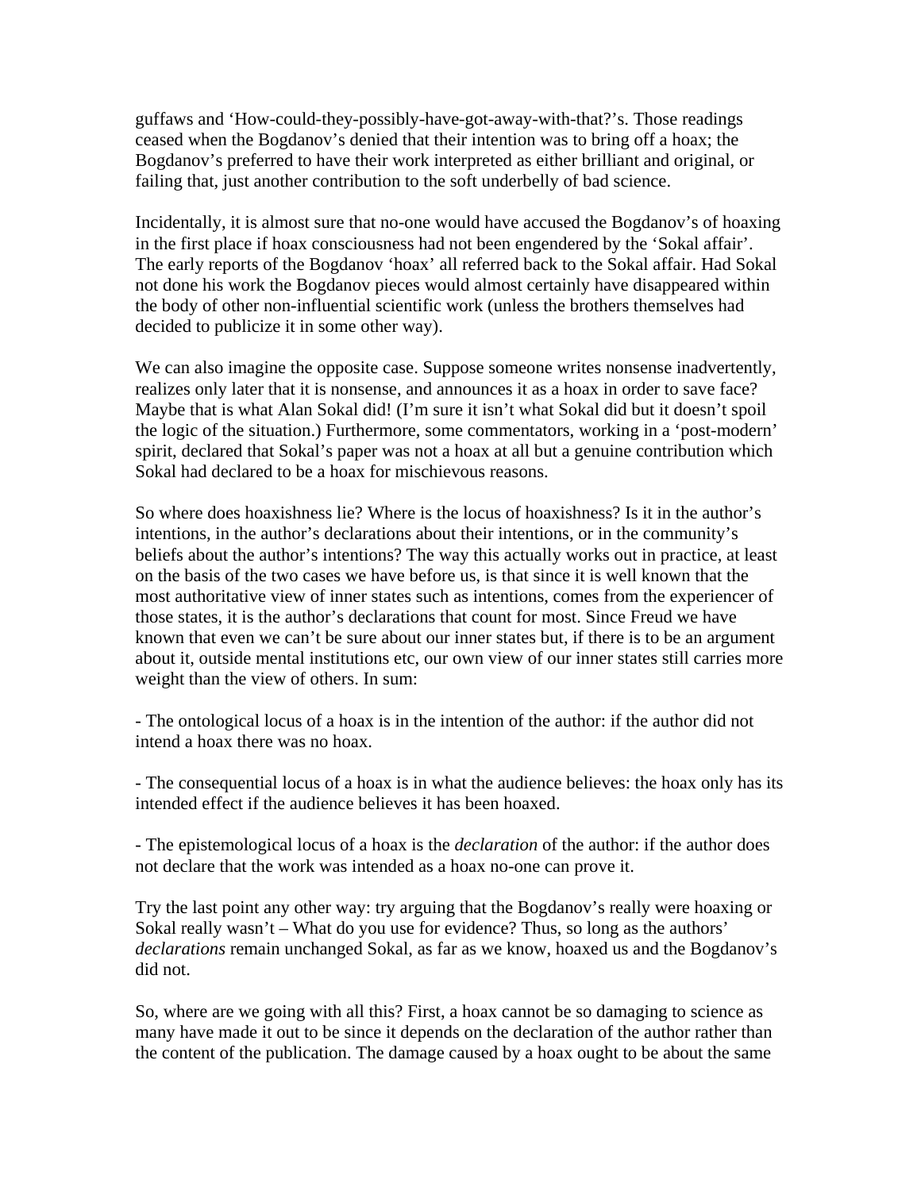guffaws and 'How-could-they-possibly-have-got-away-with-that?'s. Those readings ceased when the Bogdanov's denied that their intention was to bring off a hoax; the Bogdanov's preferred to have their work interpreted as either brilliant and original, or failing that, just another contribution to the soft underbelly of bad science.

Incidentally, it is almost sure that no-one would have accused the Bogdanov's of hoaxing in the first place if hoax consciousness had not been engendered by the 'Sokal affair'. The early reports of the Bogdanov 'hoax' all referred back to the Sokal affair. Had Sokal not done his work the Bogdanov pieces would almost certainly have disappeared within the body of other non-influential scientific work (unless the brothers themselves had decided to publicize it in some other way).

We can also imagine the opposite case. Suppose someone writes nonsense inadvertently, realizes only later that it is nonsense, and announces it as a hoax in order to save face? Maybe that is what Alan Sokal did! (I'm sure it isn't what Sokal did but it doesn't spoil the logic of the situation.) Furthermore, some commentators, working in a 'post-modern' spirit, declared that Sokal's paper was not a hoax at all but a genuine contribution which Sokal had declared to be a hoax for mischievous reasons.

So where does hoaxishness lie? Where is the locus of hoaxishness? Is it in the author's intentions, in the author's declarations about their intentions, or in the community's beliefs about the author's intentions? The way this actually works out in practice, at least on the basis of the two cases we have before us, is that since it is well known that the most authoritative view of inner states such as intentions, comes from the experiencer of those states, it is the author's declarations that count for most. Since Freud we have known that even we can't be sure about our inner states but, if there is to be an argument about it, outside mental institutions etc, our own view of our inner states still carries more weight than the view of others. In sum:

- The ontological locus of a hoax is in the intention of the author: if the author did not intend a hoax there was no hoax.

- The consequential locus of a hoax is in what the audience believes: the hoax only has its intended effect if the audience believes it has been hoaxed.

- The epistemological locus of a hoax is the *declaration* of the author: if the author does not declare that the work was intended as a hoax no-one can prove it.

Try the last point any other way: try arguing that the Bogdanov's really were hoaxing or Sokal really wasn't – What do you use for evidence? Thus, so long as the authors' *declarations* remain unchanged Sokal, as far as we know, hoaxed us and the Bogdanov's did not.

So, where are we going with all this? First, a hoax cannot be so damaging to science as many have made it out to be since it depends on the declaration of the author rather than the content of the publication. The damage caused by a hoax ought to be about the same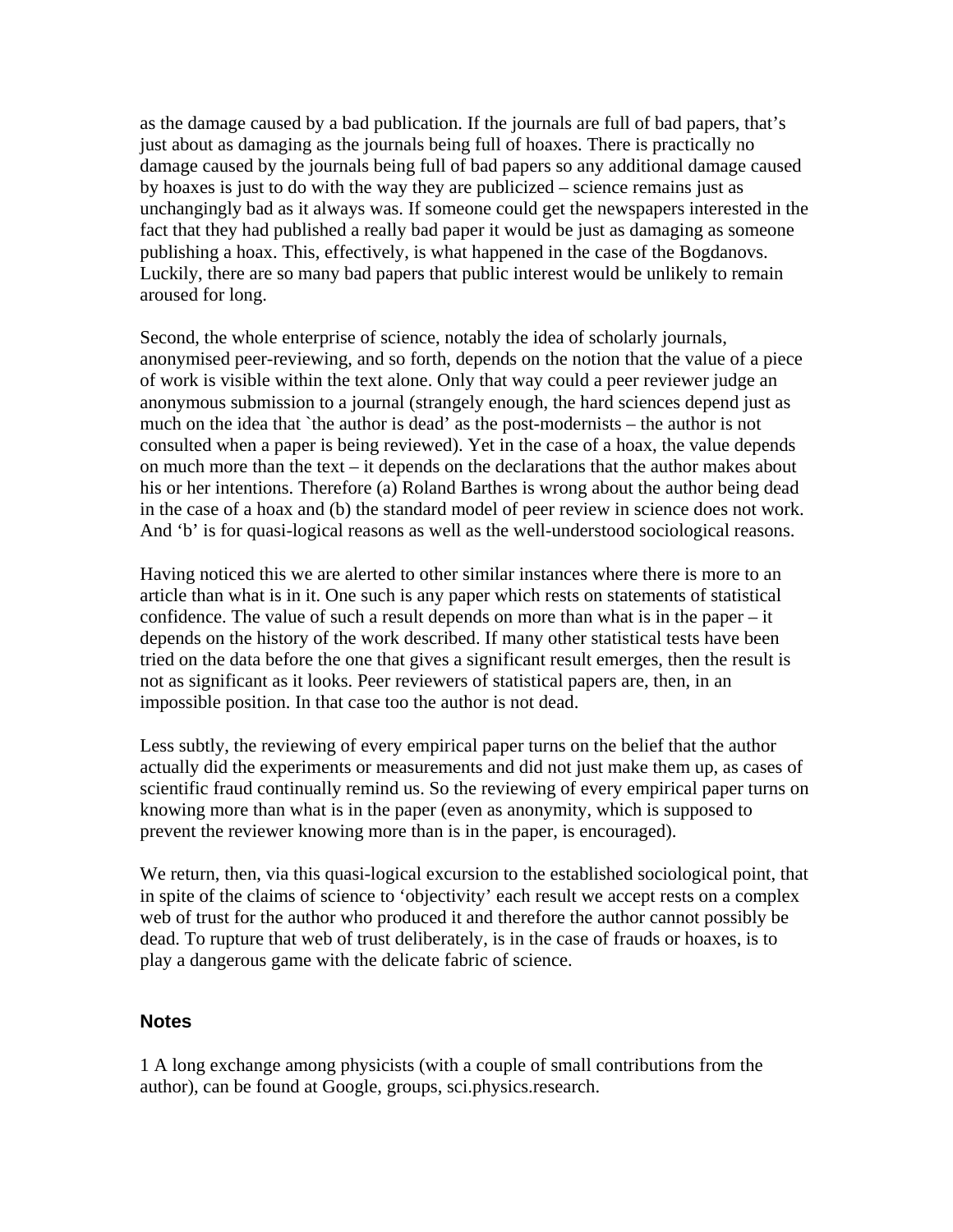as the damage caused by a bad publication. If the journals are full of bad papers, that's just about as damaging as the journals being full of hoaxes. There is practically no damage caused by the journals being full of bad papers so any additional damage caused by hoaxes is just to do with the way they are publicized – science remains just as unchangingly bad as it always was. If someone could get the newspapers interested in the fact that they had published a really bad paper it would be just as damaging as someone publishing a hoax. This, effectively, is what happened in the case of the Bogdanovs. Luckily, there are so many bad papers that public interest would be unlikely to remain aroused for long.

Second, the whole enterprise of science, notably the idea of scholarly journals, anonymised peer-reviewing, and so forth, depends on the notion that the value of a piece of work is visible within the text alone. Only that way could a peer reviewer judge an anonymous submission to a journal (strangely enough, the hard sciences depend just as much on the idea that `the author is dead' as the post-modernists – the author is not consulted when a paper is being reviewed). Yet in the case of a hoax, the value depends on much more than the text – it depends on the declarations that the author makes about his or her intentions. Therefore (a) Roland Barthes is wrong about the author being dead in the case of a hoax and (b) the standard model of peer review in science does not work. And 'b' is for quasi-logical reasons as well as the well-understood sociological reasons.

Having noticed this we are alerted to other similar instances where there is more to an article than what is in it. One such is any paper which rests on statements of statistical confidence. The value of such a result depends on more than what is in the paper – it depends on the history of the work described. If many other statistical tests have been tried on the data before the one that gives a significant result emerges, then the result is not as significant as it looks. Peer reviewers of statistical papers are, then, in an impossible position. In that case too the author is not dead.

Less subtly, the reviewing of every empirical paper turns on the belief that the author actually did the experiments or measurements and did not just make them up, as cases of scientific fraud continually remind us. So the reviewing of every empirical paper turns on knowing more than what is in the paper (even as anonymity, which is supposed to prevent the reviewer knowing more than is in the paper, is encouraged).

We return, then, via this quasi-logical excursion to the established sociological point, that in spite of the claims of science to 'objectivity' each result we accept rests on a complex web of trust for the author who produced it and therefore the author cannot possibly be dead. To rupture that web of trust deliberately, is in the case of frauds or hoaxes, is to play a dangerous game with the delicate fabric of science.

## Notes

1 A long exchange among physicists (with a couple of small contributions from the author), can be found at Google, groups, sci.physics.research.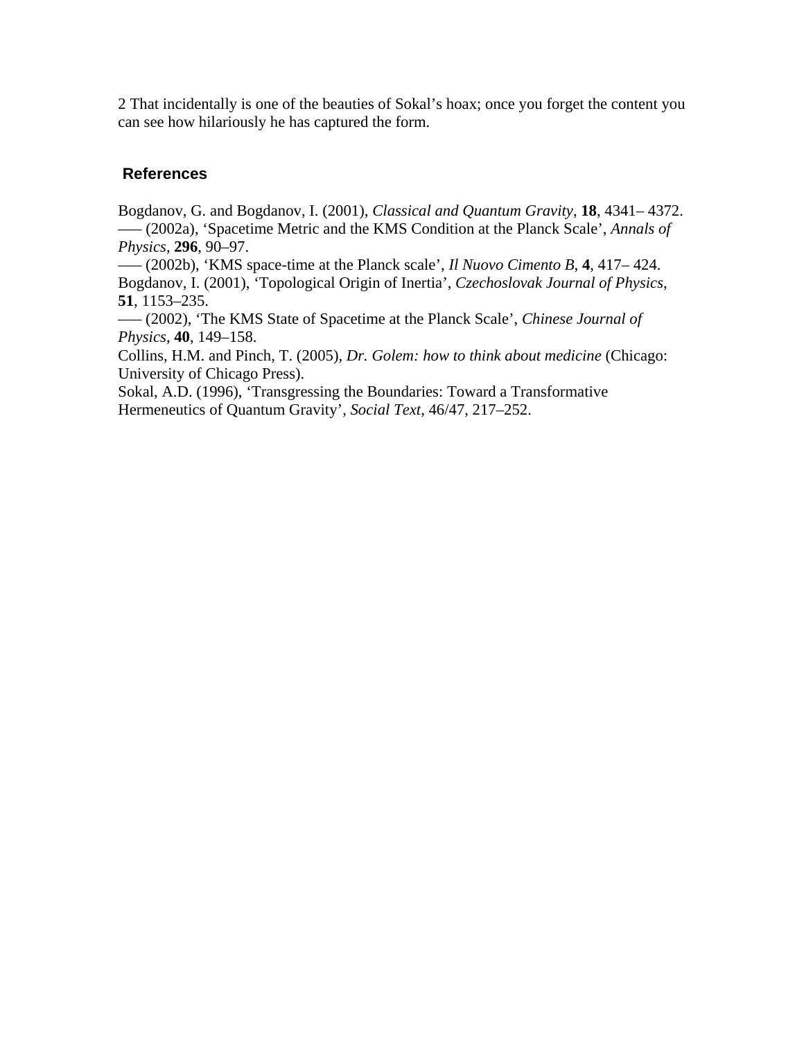2 That incidentally is one of the beauties of Sokal's hoax; once you forget the content you can see how hilariously he has captured the form.

## References

Bogdanov, G. and Bogdanov, I. (2001), *Classical and Quantum Gravity*, **18**, 4341– 4372.
—— (2002a), 'Spacetime Metric and the KMS Condition at the Planck Scale', *Annals of Physics*, **296**, 90–97.
—— (2002b), 'KMS space-time at the Planck scale', *Il Nuovo Cimento B*, **4**, 417– 424.
Bogdanov, I. (2001), 'Topological Origin of Inertia', *Czechoslovak Journal of Physics*, **51**, 1153–235.
—— (2002), 'The KMS State of Spacetime at the Planck Scale', *Chinese Journal of Physics*, **40**, 149–158.
Collins, H.M. and Pinch, T. (2005), *Dr. Golem: how to think about medicine* (Chicago: University of Chicago Press).
Sokal, A.D. (1996), 'Transgressing the Boundaries: Toward a Transformative Hermeneutics of Quantum Gravity', *Social Text*, 46/47, 217–252.